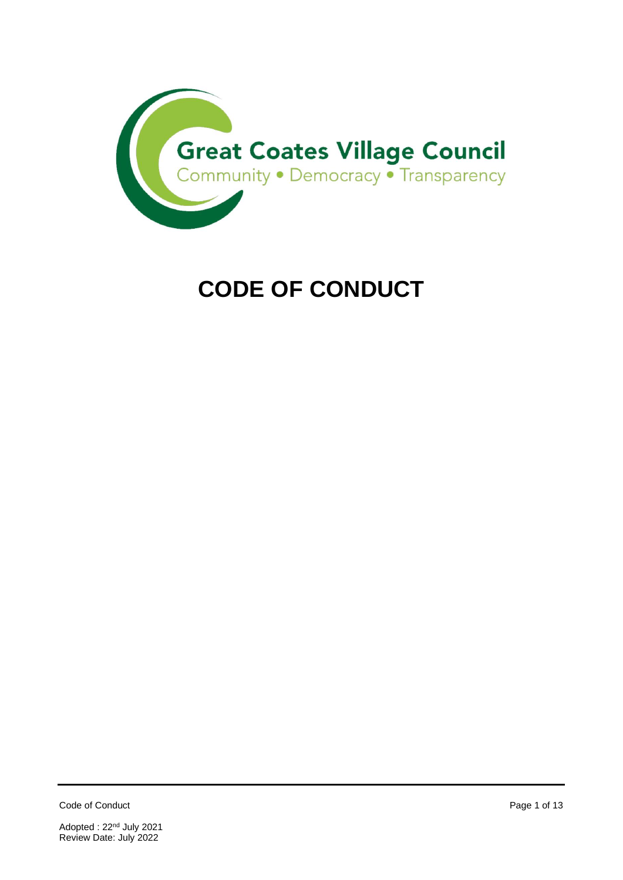Great Coates Village Council

Community • Democracy • Transparency

# CODE OF CONDUCT

Adopted : 22nd July 2021
Review Date: July 2022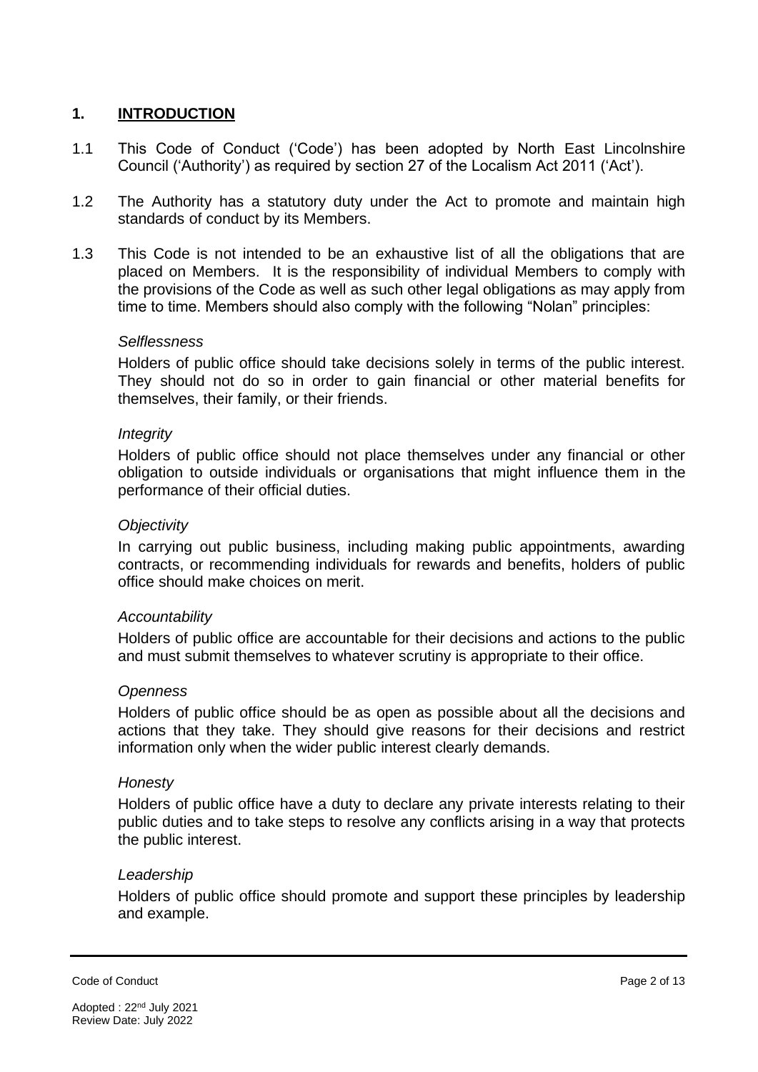## 1. INTRODUCTION

1.1 This Code of Conduct ('Code') has been adopted by North East Lincolnshire Council ('Authority') as required by section 27 of the Localism Act 2011 ('Act').

1.2 The Authority has a statutory duty under the Act to promote and maintain high standards of conduct by its Members.

1.3 This Code is not intended to be an exhaustive list of all the obligations that are placed on Members. It is the responsibility of individual Members to comply with the provisions of the Code as well as such other legal obligations as may apply from time to time. Members should also comply with the following "Nolan" principles:

*Selflessness*

Holders of public office should take decisions solely in terms of the public interest. They should not do so in order to gain financial or other material benefits for themselves, their family, or their friends.

*Integrity*

Holders of public office should not place themselves under any financial or other obligation to outside individuals or organisations that might influence them in the performance of their official duties.

*Objectivity*

In carrying out public business, including making public appointments, awarding contracts, or recommending individuals for rewards and benefits, holders of public office should make choices on merit.

*Accountability*

Holders of public office are accountable for their decisions and actions to the public and must submit themselves to whatever scrutiny is appropriate to their office.

*Openness*

Holders of public office should be as open as possible about all the decisions and actions that they take. They should give reasons for their decisions and restrict information only when the wider public interest clearly demands.

*Honesty*

Holders of public office have a duty to declare any private interests relating to their public duties and to take steps to resolve any conflicts arising in a way that protects the public interest.

*Leadership*

Holders of public office should promote and support these principles by leadership and example.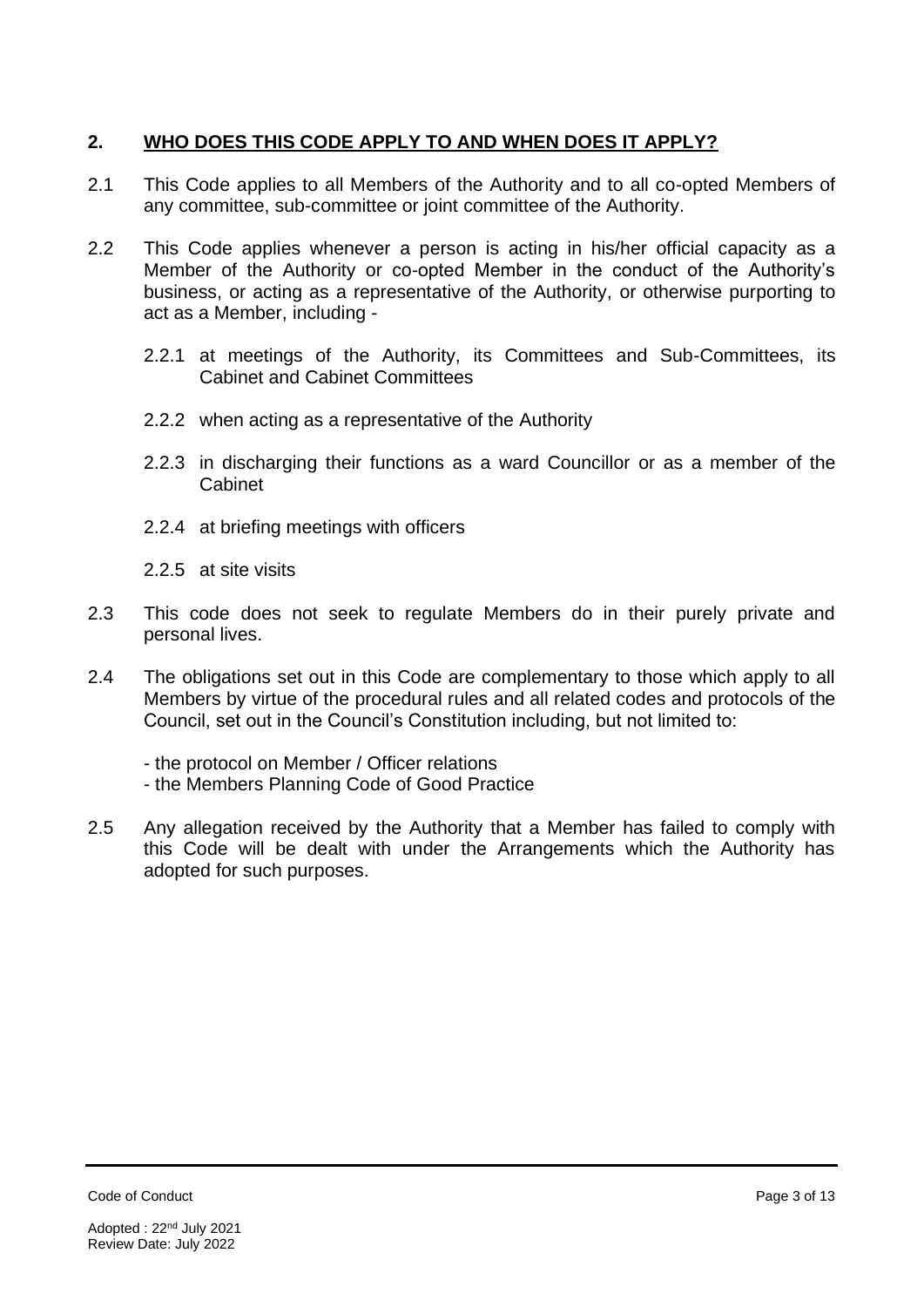## 2. <u>WHO DOES THIS CODE APPLY TO AND WHEN DOES IT APPLY?</u>

2.1 This Code applies to all Members of the Authority and to all co-opted Members of any committee, sub-committee or joint committee of the Authority.

2.2 This Code applies whenever a person is acting in his/her official capacity as a Member of the Authority or co-opted Member in the conduct of the Authority's business, or acting as a representative of the Authority, or otherwise purporting to act as a Member, including -

2.2.1 at meetings of the Authority, its Committees and Sub-Committees, its Cabinet and Cabinet Committees

2.2.2 when acting as a representative of the Authority

2.2.3 in discharging their functions as a ward Councillor or as a member of the Cabinet

2.2.4 at briefing meetings with officers

2.2.5 at site visits

2.3 This code does not seek to regulate Members do in their purely private and personal lives.

2.4 The obligations set out in this Code are complementary to those which apply to all Members by virtue of the procedural rules and all related codes and protocols of the Council, set out in the Council's Constitution including, but not limited to:

- the protocol on Member / Officer relations
- the Members Planning Code of Good Practice

2.5 Any allegation received by the Authority that a Member has failed to comply with this Code will be dealt with under the Arrangements which the Authority has adopted for such purposes.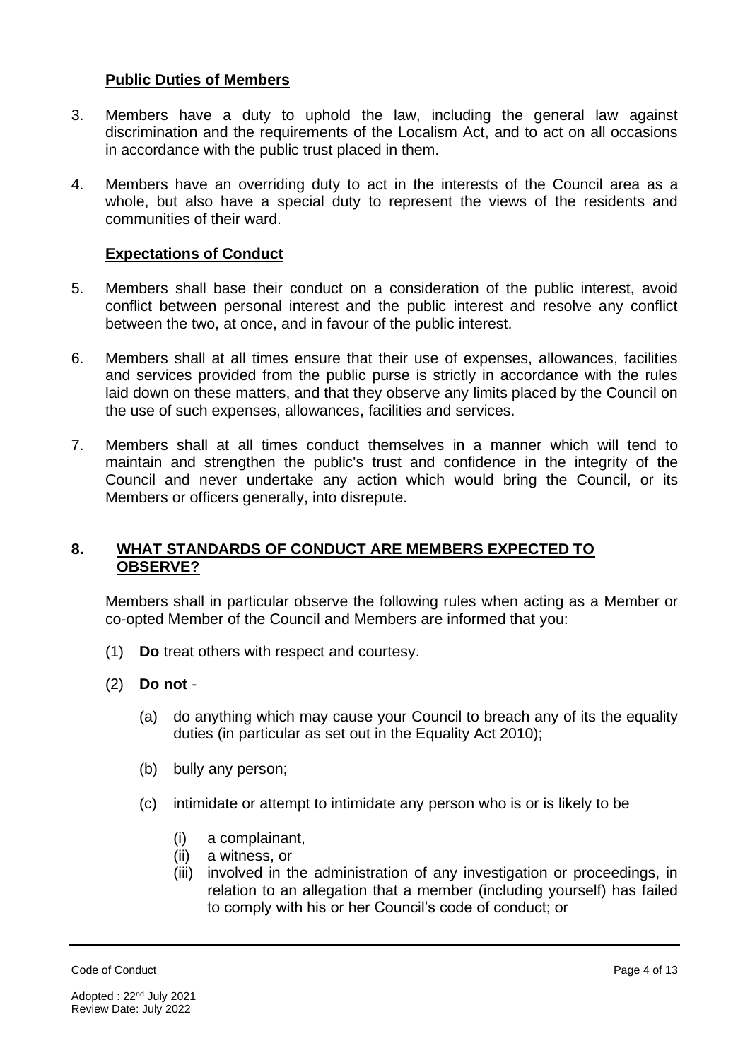## **Public Duties of Members**

3. Members have a duty to uphold the law, including the general law against discrimination and the requirements of the Localism Act, and to act on all occasions in accordance with the public trust placed in them.

4. Members have an overriding duty to act in the interests of the Council area as a whole, but also have a special duty to represent the views of the residents and communities of their ward.

## **Expectations of Conduct**

5. Members shall base their conduct on a consideration of the public interest, avoid conflict between personal interest and the public interest and resolve any conflict between the two, at once, and in favour of the public interest.

6. Members shall at all times ensure that their use of expenses, allowances, facilities and services provided from the public purse is strictly in accordance with the rules laid down on these matters, and that they observe any limits placed by the Council on the use of such expenses, allowances, facilities and services.

7. Members shall at all times conduct themselves in a manner which will tend to maintain and strengthen the public's trust and confidence in the integrity of the Council and never undertake any action which would bring the Council, or its Members or officers generally, into disrepute.

## **8. WHAT STANDARDS OF CONDUCT ARE MEMBERS EXPECTED TO OBSERVE?**

Members shall in particular observe the following rules when acting as a Member or co-opted Member of the Council and Members are informed that you:

(1) **Do** treat others with respect and courtesy.

(2) **Do not** -

   (a) do anything which may cause your Council to breach any of its the equality duties (in particular as set out in the Equality Act 2010);

   (b) bully any person;

   (c) intimidate or attempt to intimidate any person who is or is likely to be

      (i) a complainant,
      (ii) a witness, or
      (iii) involved in the administration of any investigation or proceedings, in relation to an allegation that a member (including yourself) has failed to comply with his or her Council's code of conduct; or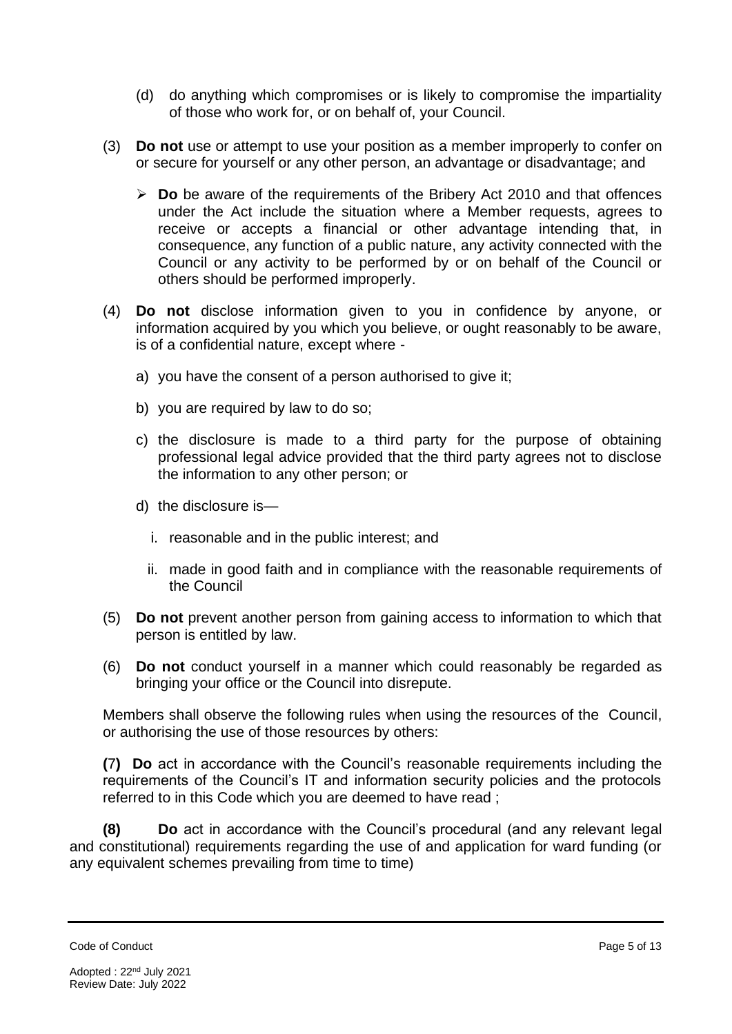(d) do anything which compromises or is likely to compromise the impartiality of those who work for, or on behalf of, your Council.

(3) **Do not** use or attempt to use your position as a member improperly to confer on or secure for yourself or any other person, an advantage or disadvantage; and

- **Do** be aware of the requirements of the Bribery Act 2010 and that offences under the Act include the situation where a Member requests, agrees to receive or accepts a financial or other advantage intending that, in consequence, any function of a public nature, any activity connected with the Council or any activity to be performed by or on behalf of the Council or others should be performed improperly.

(4) **Do not** disclose information given to you in confidence by anyone, or information acquired by you which you believe, or ought reasonably to be aware, is of a confidential nature, except where -

a) you have the consent of a person authorised to give it;

b) you are required by law to do so;

c) the disclosure is made to a third party for the purpose of obtaining professional legal advice provided that the third party agrees not to disclose the information to any other person; or

d) the disclosure is—

i. reasonable and in the public interest; and

ii. made in good faith and in compliance with the reasonable requirements of the Council

(5) **Do not** prevent another person from gaining access to information to which that person is entitled by law.

(6) **Do not** conduct yourself in a manner which could reasonably be regarded as bringing your office or the Council into disrepute.

Members shall observe the following rules when using the resources of the Council, or authorising the use of those resources by others:

**(7) Do** act in accordance with the Council's reasonable requirements including the requirements of the Council's IT and information security policies and the protocols referred to in this Code which you are deemed to have read ;

**(8) Do** act in accordance with the Council's procedural (and any relevant legal and constitutional) requirements regarding the use of and application for ward funding (or any equivalent schemes prevailing from time to time)

Adopted : 22nd July 2021
Review Date: July 2022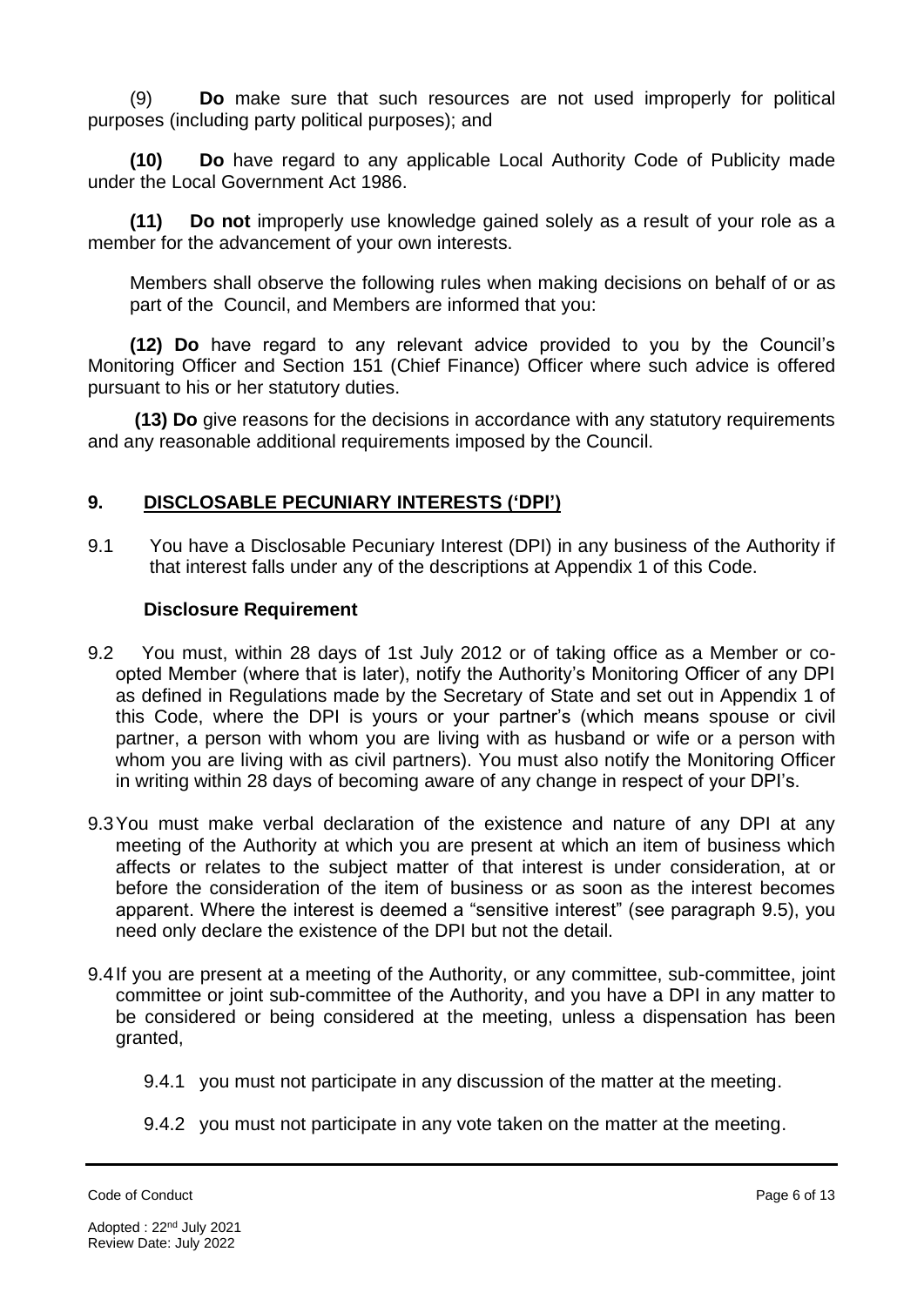(9) **Do** make sure that such resources are not used improperly for political purposes (including party political purposes); and

**(10)** **Do** have regard to any applicable Local Authority Code of Publicity made under the Local Government Act 1986.

**(11)** **Do not** improperly use knowledge gained solely as a result of your role as a member for the advancement of your own interests.

Members shall observe the following rules when making decisions on behalf of or as part of the Council, and Members are informed that you:

**(12) Do** have regard to any relevant advice provided to you by the Council's Monitoring Officer and Section 151 (Chief Finance) Officer where such advice is offered pursuant to his or her statutory duties.

**(13) Do** give reasons for the decisions in accordance with any statutory requirements and any reasonable additional requirements imposed by the Council.

## 9. DISCLOSABLE PECUNIARY INTERESTS ('DPI')

9.1 You have a Disclosable Pecuniary Interest (DPI) in any business of the Authority if that interest falls under any of the descriptions at Appendix 1 of this Code.

### Disclosure Requirement

9.2 You must, within 28 days of 1st July 2012 or of taking office as a Member or co-opted Member (where that is later), notify the Authority's Monitoring Officer of any DPI as defined in Regulations made by the Secretary of State and set out in Appendix 1 of this Code, where the DPI is yours or your partner's (which means spouse or civil partner, a person with whom you are living with as husband or wife or a person with whom you are living with as civil partners). You must also notify the Monitoring Officer in writing within 28 days of becoming aware of any change in respect of your DPI's.

9.3 You must make verbal declaration of the existence and nature of any DPI at any meeting of the Authority at which you are present at which an item of business which affects or relates to the subject matter of that interest is under consideration, at or before the consideration of the item of business or as soon as the interest becomes apparent. Where the interest is deemed a "sensitive interest" (see paragraph 9.5), you need only declare the existence of the DPI but not the detail.

9.4 If you are present at a meeting of the Authority, or any committee, sub-committee, joint committee or joint sub-committee of the Authority, and you have a DPI in any matter to be considered or being considered at the meeting, unless a dispensation has been granted,

9.4.1 you must not participate in any discussion of the matter at the meeting.

9.4.2 you must not participate in any vote taken on the matter at the meeting.

Code of Conduct

Adopted : 22nd July 2021
Review Date: July 2022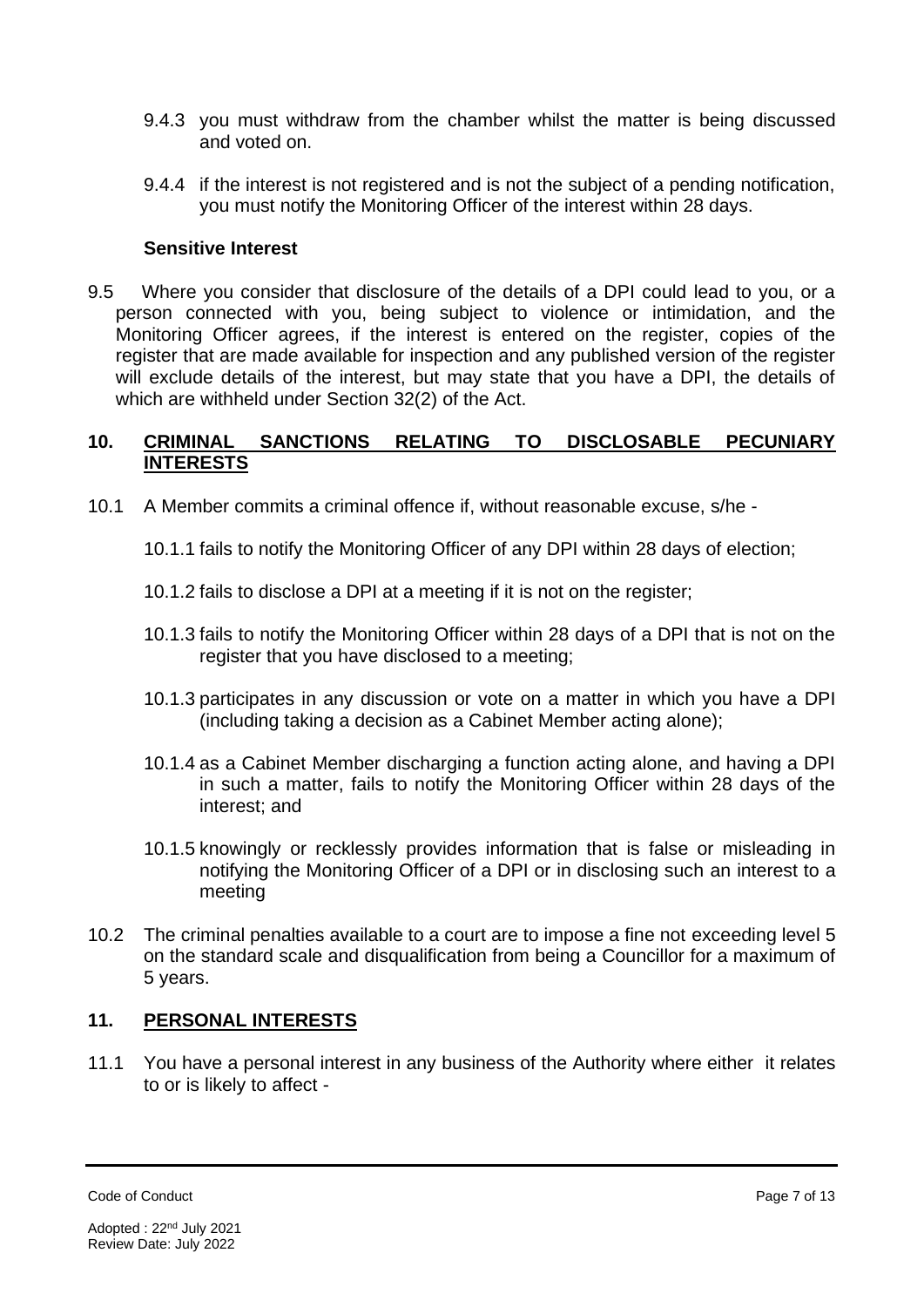9.4.3 you must withdraw from the chamber whilst the matter is being discussed and voted on.

9.4.4 if the interest is not registered and is not the subject of a pending notification, you must notify the Monitoring Officer of the interest within 28 days.

**Sensitive Interest**

9.5 Where you consider that disclosure of the details of a DPI could lead to you, or a person connected with you, being subject to violence or intimidation, and the Monitoring Officer agrees, if the interest is entered on the register, copies of the register that are made available for inspection and any published version of the register will exclude details of the interest, but may state that you have a DPI, the details of which are withheld under Section 32(2) of the Act.

## 10. CRIMINAL SANCTIONS RELATING TO DISCLOSABLE PECUNIARY INTERESTS

10.1 A Member commits a criminal offence if, without reasonable excuse, s/he -

10.1.1 fails to notify the Monitoring Officer of any DPI within 28 days of election;

10.1.2 fails to disclose a DPI at a meeting if it is not on the register;

10.1.3 fails to notify the Monitoring Officer within 28 days of a DPI that is not on the register that you have disclosed to a meeting;

10.1.3 participates in any discussion or vote on a matter in which you have a DPI (including taking a decision as a Cabinet Member acting alone);

10.1.4 as a Cabinet Member discharging a function acting alone, and having a DPI in such a matter, fails to notify the Monitoring Officer within 28 days of the interest; and

10.1.5 knowingly or recklessly provides information that is false or misleading in notifying the Monitoring Officer of a DPI or in disclosing such an interest to a meeting

10.2 The criminal penalties available to a court are to impose a fine not exceeding level 5 on the standard scale and disqualification from being a Councillor for a maximum of 5 years.

## 11. PERSONAL INTERESTS

11.1 You have a personal interest in any business of the Authority where either it relates to or is likely to affect -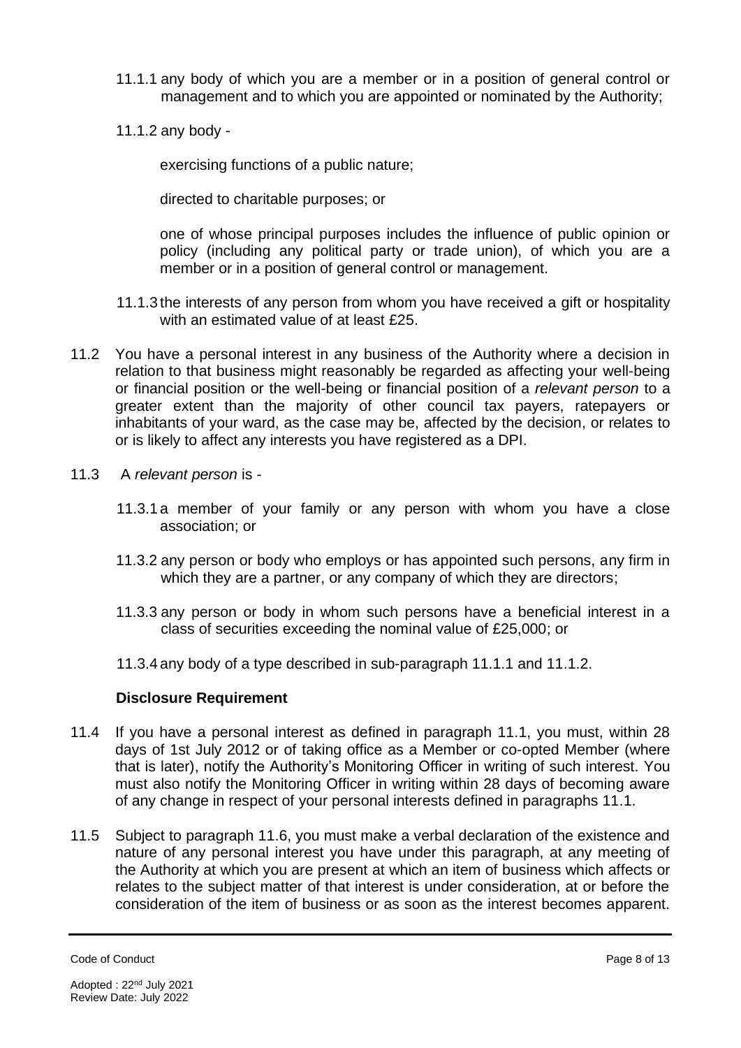11.1.1 any body of which you are a member or in a position of general control or management and to which you are appointed or nominated by the Authority;

11.1.2 any body -

exercising functions of a public nature;

directed to charitable purposes; or

one of whose principal purposes includes the influence of public opinion or policy (including any political party or trade union), of which you are a member or in a position of general control or management.

11.1.3 the interests of any person from whom you have received a gift or hospitality with an estimated value of at least £25.

11.2 You have a personal interest in any business of the Authority where a decision in relation to that business might reasonably be regarded as affecting your well-being or financial position or the well-being or financial position of a *relevant person* to a greater extent than the majority of other council tax payers, ratepayers or inhabitants of your ward, as the case may be, affected by the decision, or relates to or is likely to affect any interests you have registered as a DPI.

11.3 A *relevant person* is -

11.3.1 a member of your family or any person with whom you have a close association; or

11.3.2 any person or body who employs or has appointed such persons, any firm in which they are a partner, or any company of which they are directors;

11.3.3 any person or body in whom such persons have a beneficial interest in a class of securities exceeding the nominal value of £25,000; or

11.3.4 any body of a type described in sub-paragraph 11.1.1 and 11.1.2.

**Disclosure Requirement**

11.4 If you have a personal interest as defined in paragraph 11.1, you must, within 28 days of 1st July 2012 or of taking office as a Member or co-opted Member (where that is later), notify the Authority's Monitoring Officer in writing of such interest. You must also notify the Monitoring Officer in writing within 28 days of becoming aware of any change in respect of your personal interests defined in paragraphs 11.1.

11.5 Subject to paragraph 11.6, you must make a verbal declaration of the existence and nature of any personal interest you have under this paragraph, at any meeting of the Authority at which you are present at which an item of business which affects or relates to the subject matter of that interest is under consideration, at or before the consideration of the item of business or as soon as the interest becomes apparent.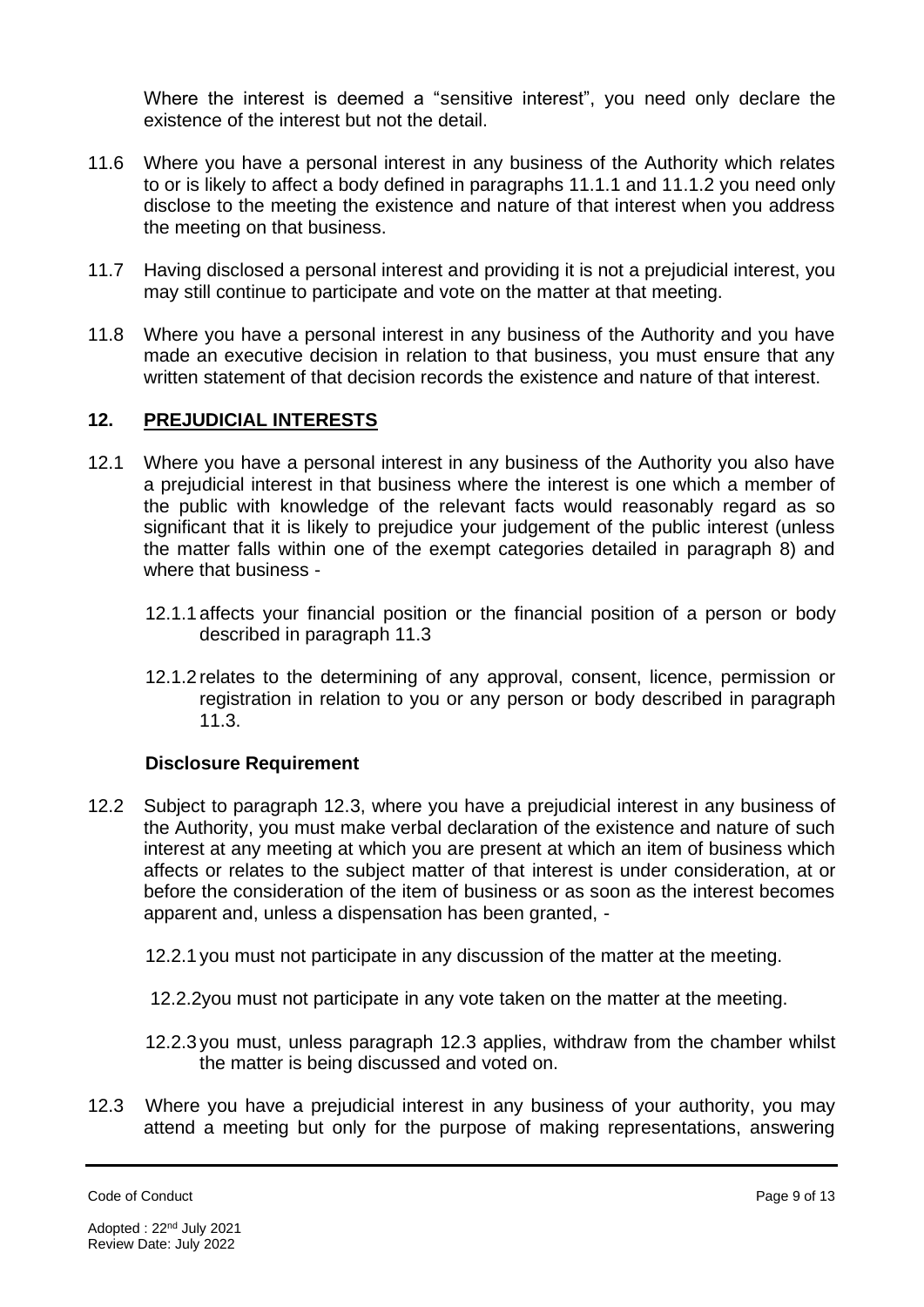Where the interest is deemed a "sensitive interest", you need only declare the existence of the interest but not the detail.

11.6 Where you have a personal interest in any business of the Authority which relates to or is likely to affect a body defined in paragraphs 11.1.1 and 11.1.2 you need only disclose to the meeting the existence and nature of that interest when you address the meeting on that business.

11.7 Having disclosed a personal interest and providing it is not a prejudicial interest, you may still continue to participate and vote on the matter at that meeting.

11.8 Where you have a personal interest in any business of the Authority and you have made an executive decision in relation to that business, you must ensure that any written statement of that decision records the existence and nature of that interest.

## 12. PREJUDICIAL INTERESTS

12.1 Where you have a personal interest in any business of the Authority you also have a prejudicial interest in that business where the interest is one which a member of the public with knowledge of the relevant facts would reasonably regard as so significant that it is likely to prejudice your judgement of the public interest (unless the matter falls within one of the exempt categories detailed in paragraph 8) and where that business -

12.1.1 affects your financial position or the financial position of a person or body described in paragraph 11.3

12.1.2 relates to the determining of any approval, consent, licence, permission or registration in relation to you or any person or body described in paragraph 11.3.

**Disclosure Requirement**

12.2 Subject to paragraph 12.3, where you have a prejudicial interest in any business of the Authority, you must make verbal declaration of the existence and nature of such interest at any meeting at which you are present at which an item of business which affects or relates to the subject matter of that interest is under consideration, at or before the consideration of the item of business or as soon as the interest becomes apparent and, unless a dispensation has been granted, -

12.2.1 you must not participate in any discussion of the matter at the meeting.

12.2.2 you must not participate in any vote taken on the matter at the meeting.

12.2.3 you must, unless paragraph 12.3 applies, withdraw from the chamber whilst the matter is being discussed and voted on.

12.3 Where you have a prejudicial interest in any business of your authority, you may attend a meeting but only for the purpose of making representations, answering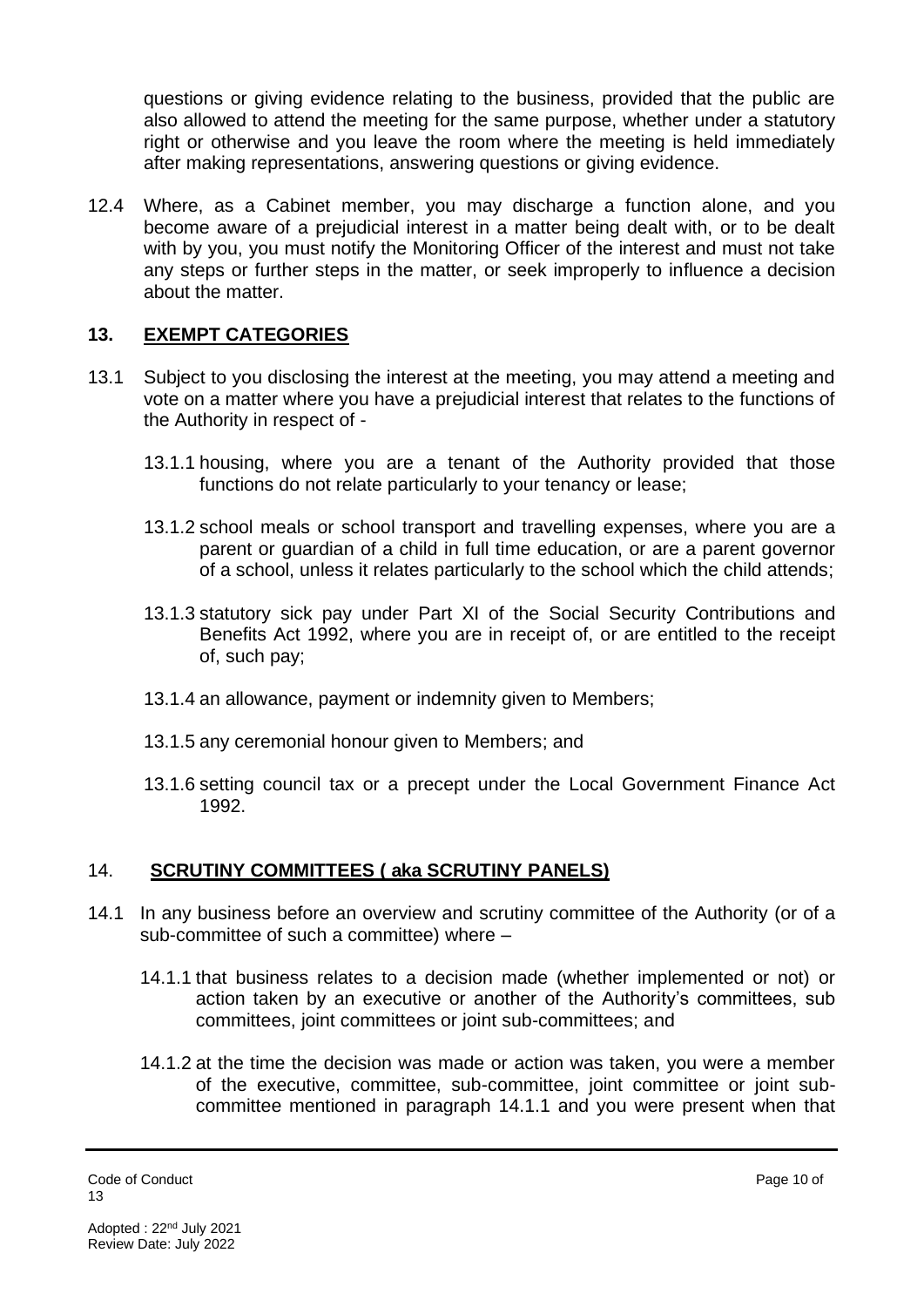questions or giving evidence relating to the business, provided that the public are also allowed to attend the meeting for the same purpose, whether under a statutory right or otherwise and you leave the room where the meeting is held immediately after making representations, answering questions or giving evidence.

12.4 Where, as a Cabinet member, you may discharge a function alone, and you become aware of a prejudicial interest in a matter being dealt with, or to be dealt with by you, you must notify the Monitoring Officer of the interest and must not take any steps or further steps in the matter, or seek improperly to influence a decision about the matter.

## 13. EXEMPT CATEGORIES

13.1 Subject to you disclosing the interest at the meeting, you may attend a meeting and vote on a matter where you have a prejudicial interest that relates to the functions of the Authority in respect of -

13.1.1 housing, where you are a tenant of the Authority provided that those functions do not relate particularly to your tenancy or lease;

13.1.2 school meals or school transport and travelling expenses, where you are a parent or guardian of a child in full time education, or are a parent governor of a school, unless it relates particularly to the school which the child attends;

13.1.3 statutory sick pay under Part XI of the Social Security Contributions and Benefits Act 1992, where you are in receipt of, or are entitled to the receipt of, such pay;

13.1.4 an allowance, payment or indemnity given to Members;

13.1.5 any ceremonial honour given to Members; and

13.1.6 setting council tax or a precept under the Local Government Finance Act 1992.

## 14. SCRUTINY COMMITTEES ( aka SCRUTINY PANELS)

14.1 In any business before an overview and scrutiny committee of the Authority (or of a sub-committee of such a committee) where –

14.1.1 that business relates to a decision made (whether implemented or not) or action taken by an executive or another of the Authority's committees, sub committees, joint committees or joint sub-committees; and

14.1.2 at the time the decision was made or action was taken, you were a member of the executive, committee, sub-committee, joint committee or joint sub-committee mentioned in paragraph 14.1.1 and you were present when that

Adopted : 22nd July 2021
Review Date: July 2022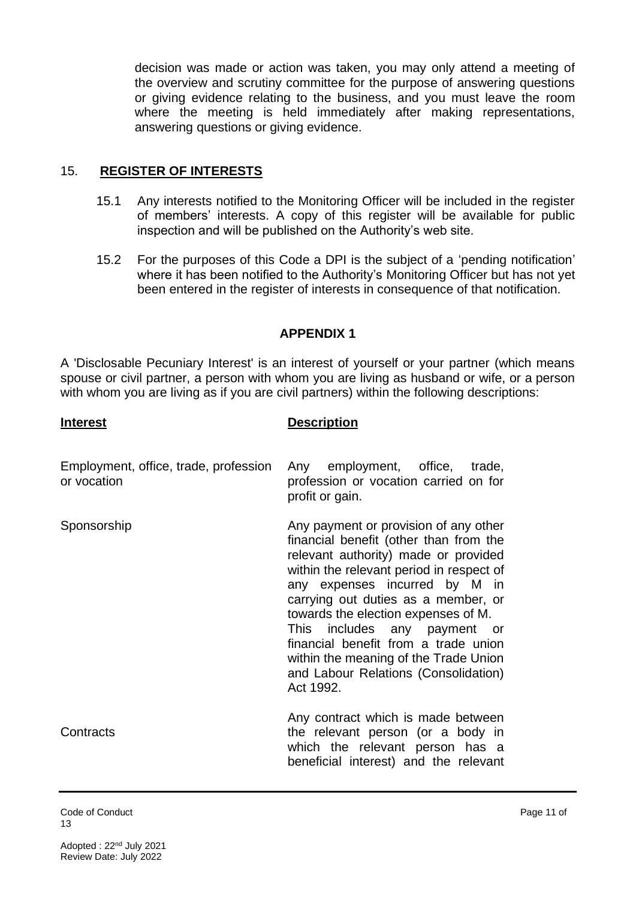decision was made or action was taken, you may only attend a meeting of the overview and scrutiny committee for the purpose of answering questions or giving evidence relating to the business, and you must leave the room where the meeting is held immediately after making representations, answering questions or giving evidence.

## 15. REGISTER OF INTERESTS

15.1 Any interests notified to the Monitoring Officer will be included in the register of members' interests. A copy of this register will be available for public inspection and will be published on the Authority's web site.

15.2 For the purposes of this Code a DPI is the subject of a 'pending notification' where it has been notified to the Authority's Monitoring Officer but has not yet been entered in the register of interests in consequence of that notification.

## APPENDIX 1

A 'Disclosable Pecuniary Interest' is an interest of yourself or your partner (which means spouse or civil partner, a person with whom you are living as husband or wife, or a person with whom you are living as if you are civil partners) within the following descriptions:

| Interest | Description |
|---|---|
| Employment, office, trade, profession or vocation | Any employment, office, trade, profession or vocation carried on for profit or gain. |
| Sponsorship | Any payment or provision of any other financial benefit (other than from the relevant authority) made or provided within the relevant period in respect of any expenses incurred by M in carrying out duties as a member, or towards the election expenses of M. This includes any payment or financial benefit from a trade union within the meaning of the Trade Union and Labour Relations (Consolidation) Act 1992. |
| Contracts | Any contract which is made between the relevant person (or a body in which the relevant person has a beneficial interest) and the relevant |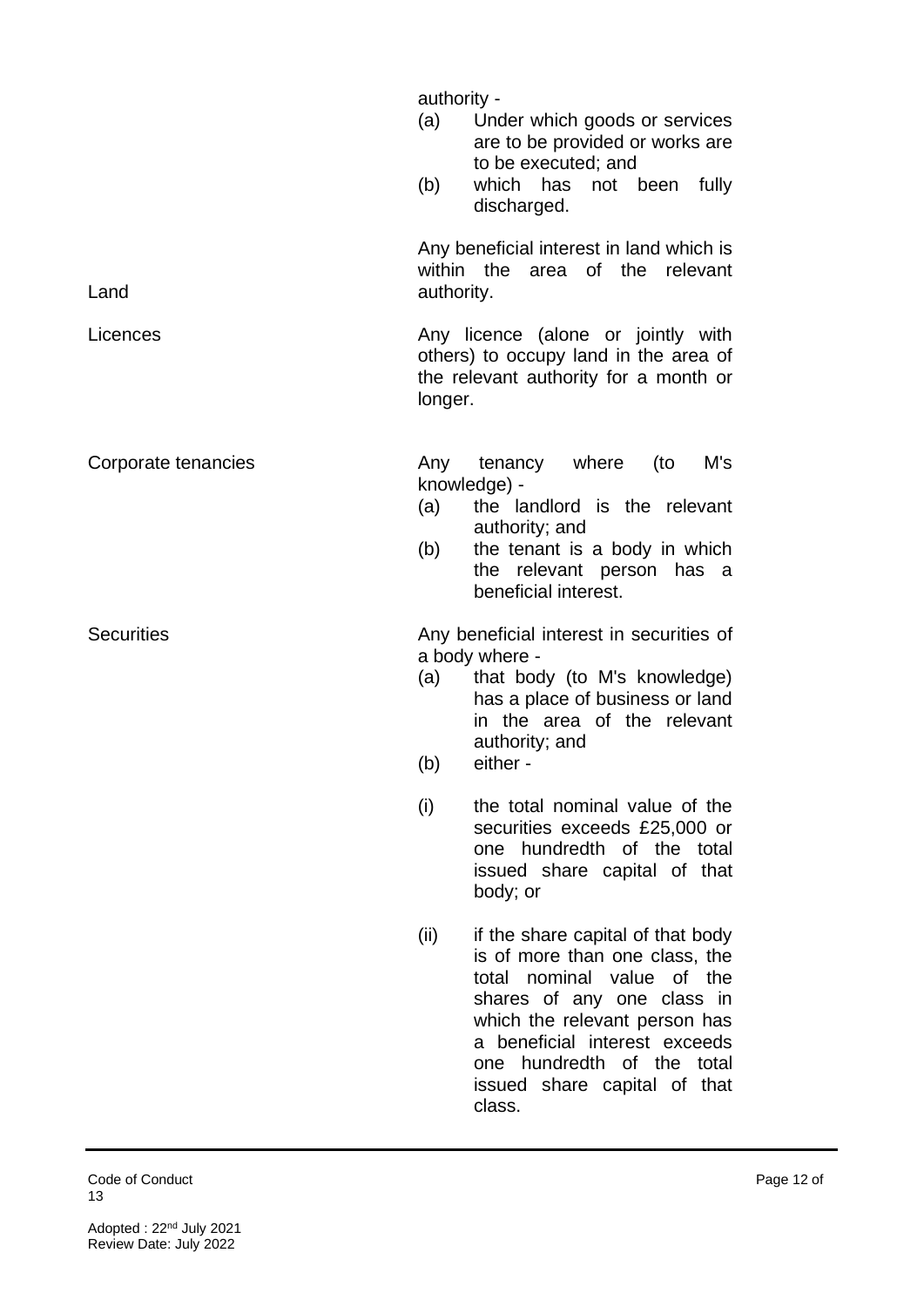| | |
|---|---|
| | authority -<br>(a) Under which goods or services are to be provided or works are to be executed; and<br>(b) which has not been fully discharged. |
| Land | Any beneficial interest in land which is within the area of the relevant authority. |
| Licences | Any licence (alone or jointly with others) to occupy land in the area of the relevant authority for a month or longer. |
| Corporate tenancies | Any tenancy where (to M's knowledge) -<br>(a) the landlord is the relevant authority; and<br>(b) the tenant is a body in which the relevant person has a beneficial interest. |
| Securities | Any beneficial interest in securities of a body where -<br>(a) that body (to M's knowledge) has a place of business or land in the area of the relevant authority; and<br>(b) either -<br>(i) the total nominal value of the securities exceeds £25,000 or one hundredth of the total issued share capital of that body; or<br>(ii) if the share capital of that body is of more than one class, the total nominal value of the shares of any one class in which the relevant person has a beneficial interest exceeds one hundredth of the total issued share capital of that class. |

Adopted : 22nd July 2021
Review Date: July 2022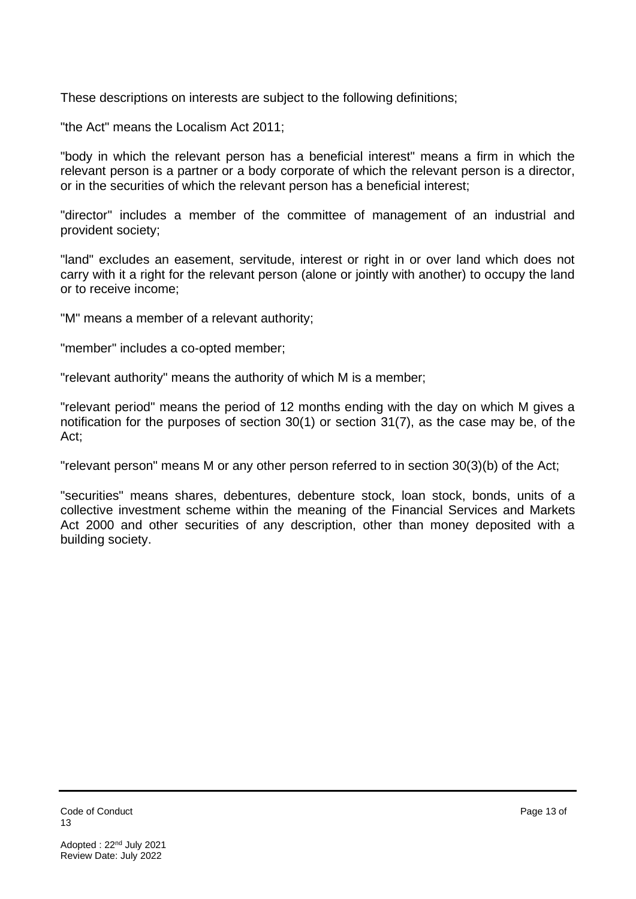These descriptions on interests are subject to the following definitions;

"the Act" means the Localism Act 2011;

"body in which the relevant person has a beneficial interest" means a firm in which the relevant person is a partner or a body corporate of which the relevant person is a director, or in the securities of which the relevant person has a beneficial interest;

"director" includes a member of the committee of management of an industrial and provident society;

"land" excludes an easement, servitude, interest or right in or over land which does not carry with it a right for the relevant person (alone or jointly with another) to occupy the land or to receive income;

"M" means a member of a relevant authority;

"member" includes a co-opted member;

"relevant authority" means the authority of which M is a member;

"relevant period" means the period of 12 months ending with the day on which M gives a notification for the purposes of section 30(1) or section 31(7), as the case may be, of the Act;

"relevant person" means M or any other person referred to in section 30(3)(b) of the Act;

"securities" means shares, debentures, debenture stock, loan stock, bonds, units of a collective investment scheme within the meaning of the Financial Services and Markets Act 2000 and other securities of any description, other than money deposited with a building society.